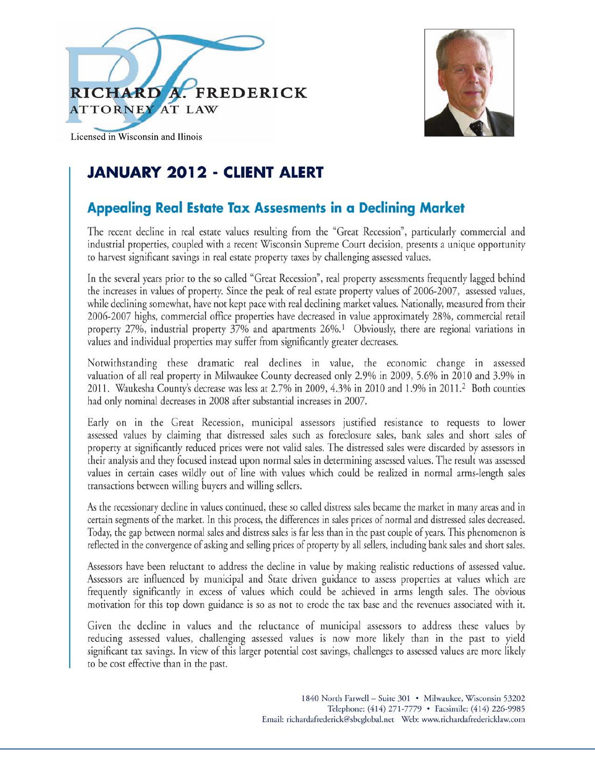RICHARD A. FREDERICK
ATTORNEY AT LAW

Licensed in Wisconsin and Ilinois

# JANUARY 2012 - CLIENT ALERT

## Appealing Real Estate Tax Assesments in a Declining Market

The recent decline in real estate values resulting from the "Great Recession", particularly commercial and industrial properties, coupled with a recent Wisconsin Supreme Court decision, presents a unique opportunity to harvest significant savings in real estate property taxes by challenging assessed values.

In the several years prior to the so called "Great Recession", real property assessments frequently lagged behind the increases in values of property. Since the peak of real estate property values of 2006-2007, assessed values, while declining somewhat, have not kept pace with real declining market values. Nationally, measured from their 2006-2007 highs, commercial office properties have decreased in value approximately 28%, commercial retail property 27%, industrial property 37% and apartments 26%.[1] Obviously, there are regional variations in values and individual properties may suffer from significantly greater decreases.

Notwithstanding these dramatic real declines in value, the economic change in assessed valuation of all real property in Milwaukee County decreased only 2.9% in 2009, 5.6% in 2010 and 3.9% in 2011. Waukesha County's decrease was less at 2.7% in 2009, 4.3% in 2010 and 1.9% in 2011.[2] Both counties had only nominal decreases in 2008 after substantial increases in 2007.

Early on in the Great Recession, municipal assessors justified resistance to requests to lower assessed values by claiming that distressed sales such as foreclosure sales, bank sales and short sales of property at significantly reduced prices were not valid sales. The distressed sales were discarded by assessors in their analysis and they focused instead upon normal sales in determining assessed values. The result was assessed values in certain cases wildly out of line with values which could be realized in normal arms-length sales transactions between willing buyers and willing sellers.

As the recessionary decline in values continued, these so called distress sales became the market in many areas and in certain segments of the market. In this process, the differences in sales prices of normal and distressed sales decreased. Today, the gap between normal sales and distress sales is far less than in the past couple of years. This phenomenon is reflected in the convergence of asking and selling prices of property by all sellers, including bank sales and short sales.

Assessors have been reluctant to address the decline in value by making realistic reductions of assessed value. Assessors are influenced by municipal and State driven guidance to assess properties at values which are frequently significantly in excess of values which could be achieved in arms length sales. The obvious motivation for this top down guidance is so as not to erode the tax base and the revenues associated with it.

Given the decline in values and the reluctance of municipal assessors to address these values by reducing assessed values, challenging assessed values is now more likely than in the past to yield significant tax savings. In view of this larger potential cost savings, challenges to assessed values are more likely to be cost effective than in the past.

1840 North Farwell – Suite 301 • Milwaukee, Wisconsin 53202
Telephone: (414) 271-7779 • Facsimile: (414) 226-9985
Email: richardafrederick@sbcglobal.net Web: www.richardafredericklaw.com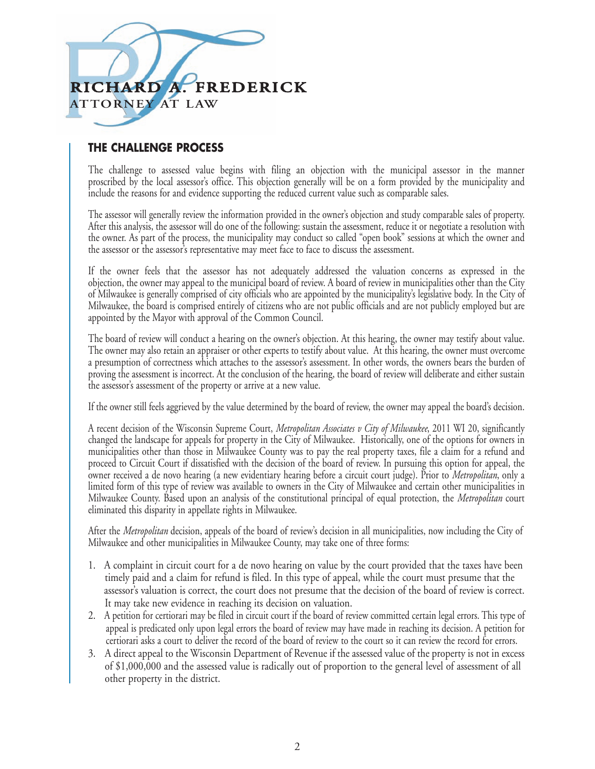RICHARD A. FREDERICK
ATTORNEY AT LAW

## THE CHALLENGE PROCESS

The challenge to assessed value begins with filing an objection with the municipal assessor in the manner proscribed by the local assessor's office. This objection generally will be on a form provided by the municipality and include the reasons for and evidence supporting the reduced current value such as comparable sales.

The assessor will generally review the information provided in the owner's objection and study comparable sales of property. After this analysis, the assessor will do one of the following: sustain the assessment, reduce it or negotiate a resolution with the owner. As part of the process, the municipality may conduct so called "open book" sessions at which the owner and the assessor or the assessor's representative may meet face to face to discuss the assessment.

If the owner feels that the assessor has not adequately addressed the valuation concerns as expressed in the objection, the owner may appeal to the municipal board of review. A board of review in municipalities other than the City of Milwaukee is generally comprised of city officials who are appointed by the municipality's legislative body. In the City of Milwaukee, the board is comprised entirely of citizens who are not public officials and are not publicly employed but are appointed by the Mayor with approval of the Common Council.

The board of review will conduct a hearing on the owner's objection. At this hearing, the owner may testify about value. The owner may also retain an appraiser or other experts to testify about value. At this hearing, the owner must overcome a presumption of correctness which attaches to the assessor's assessment. In other words, the owners bears the burden of proving the assessment is incorrect. At the conclusion of the hearing, the board of review will deliberate and either sustain the assessor's assessment of the property or arrive at a new value.

If the owner still feels aggrieved by the value determined by the board of review, the owner may appeal the board's decision.

A recent decision of the Wisconsin Supreme Court, *Metropolitan Associates v City of Milwaukee*, 2011 WI 20, significantly changed the landscape for appeals for property in the City of Milwaukee. Historically, one of the options for owners in municipalities other than those in Milwaukee County was to pay the real property taxes, file a claim for a refund and proceed to Circuit Court if dissatisfied with the decision of the board of review. In pursuing this option for appeal, the owner received a de novo hearing (a new evidentiary hearing before a circuit court judge). Prior to *Metropolitan*, only a limited form of this type of review was available to owners in the City of Milwaukee and certain other municipalities in Milwaukee County. Based upon an analysis of the constitutional principal of equal protection, the *Metropolitan* court eliminated this disparity in appellate rights in Milwaukee.

After the *Metropolitan* decision, appeals of the board of review's decision in all municipalities, now including the City of Milwaukee and other municipalities in Milwaukee County, may take one of three forms:

1. A complaint in circuit court for a de novo hearing on value by the court provided that the taxes have been timely paid and a claim for refund is filed. In this type of appeal, while the court must presume that the assessor's valuation is correct, the court does not presume that the decision of the board of review is correct. It may take new evidence in reaching its decision on valuation.
2. A petition for certiorari may be filed in circuit court if the board of review committed certain legal errors. This type of appeal is predicated only upon legal errors the board of review may have made in reaching its decision. A petition for certiorari asks a court to deliver the record of the board of review to the court so it can review the record for errors.
3. A direct appeal to the Wisconsin Department of Revenue if the assessed value of the property is not in excess of $1,000,000 and the assessed value is radically out of proportion to the general level of assessment of all other property in the district.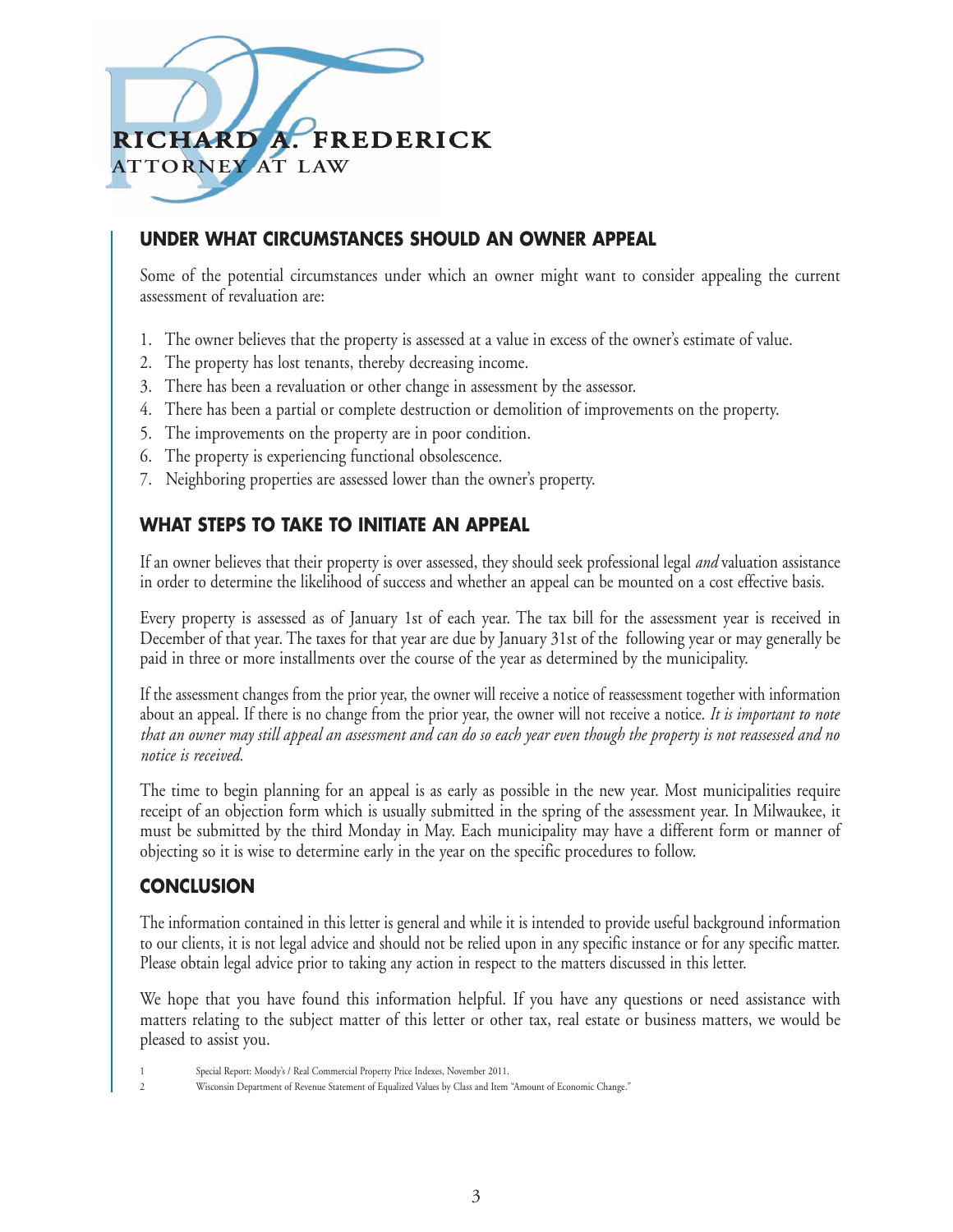RICHARD A. FREDERICK
ATTORNEY AT LAW

## UNDER WHAT CIRCUMSTANCES SHOULD AN OWNER APPEAL

Some of the potential circumstances under which an owner might want to consider appealing the current assessment of revaluation are:

1. The owner believes that the property is assessed at a value in excess of the owner's estimate of value.
2. The property has lost tenants, thereby decreasing income.
3. There has been a revaluation or other change in assessment by the assessor.
4. There has been a partial or complete destruction or demolition of improvements on the property.
5. The improvements on the property are in poor condition.
6. The property is experiencing functional obsolescence.
7. Neighboring properties are assessed lower than the owner's property.

## WHAT STEPS TO TAKE TO INITIATE AN APPEAL

If an owner believes that their property is over assessed, they should seek professional legal *and* valuation assistance in order to determine the likelihood of success and whether an appeal can be mounted on a cost effective basis.

Every property is assessed as of January 1st of each year. The tax bill for the assessment year is received in December of that year. The taxes for that year are due by January 31st of the following year or may generally be paid in three or more installments over the course of the year as determined by the municipality.

If the assessment changes from the prior year, the owner will receive a notice of reassessment together with information about an appeal. If there is no change from the prior year, the owner will not receive a notice. *It is important to note that an owner may still appeal an assessment and can do so each year even though the property is not reassessed and no notice is received.*

The time to begin planning for an appeal is as early as possible in the new year. Most municipalities require receipt of an objection form which is usually submitted in the spring of the assessment year. In Milwaukee, it must be submitted by the third Monday in May. Each municipality may have a different form or manner of objecting so it is wise to determine early in the year on the specific procedures to follow.

## CONCLUSION

The information contained in this letter is general and while it is intended to provide useful background information to our clients, it is not legal advice and should not be relied upon in any specific instance or for any specific matter. Please obtain legal advice prior to taking any action in respect to the matters discussed in this letter.

We hope that you have found this information helpful. If you have any questions or need assistance with matters relating to the subject matter of this letter or other tax, real estate or business matters, we would be pleased to assist you.

1 Special Report: Moody's / Real Commercial Property Price Indexes, November 2011.

2 Wisconsin Department of Revenue Statement of Equalized Values by Class and Item "Amount of Economic Change."